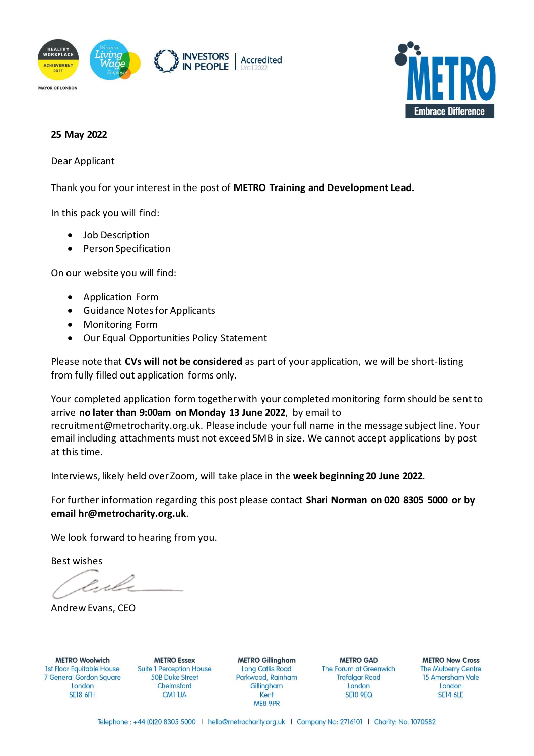**25 May 2022**

Dear Applicant

Thank you for your interest in the post of **METRO Training and Development Lead.**

In this pack you will find:

- Job Description
- Person Specification

On our website you will find:

- Application Form
- Guidance Notes for Applicants
- Monitoring Form
- Our Equal Opportunities Policy Statement

Please note that **CVs will not be considered** as part of your application, we will be short-listing from fully filled out application forms only.

Your completed application form together with your completed monitoring form should be sent to arrive **no later than 9:00am on Monday 13 June 2022**, by email to recruitment@metrocharity.org.uk. Please include your full name in the message subject line. Your email including attachments must not exceed 5MB in size. We cannot accept applications by post at this time.

Interviews, likely held over Zoom, will take place in the **week beginning 20 June 2022**.

For further information regarding this post please contact **Shari Norman on 020 8305 5000 or by email hr@metrocharity.org.uk**.

We look forward to hearing from you.

Best wishes

Andrew Evans, CEO

| METRO Woolwich | METRO Essex | METRO Gillingham | METRO GAD | METRO New Cross |
|---|---|---|---|---|
| 1st Floor Equitable House<br>7 General Gordon Square<br>London<br>SE18 6FH | Suite 1 Perception House<br>50B Duke Street<br>Chelmsford<br>CM1 1JA | Long Catlis Road<br>Parkwood, Rainham<br>Gillingham<br>Kent<br>ME8 9PR | The Forum at Greenwich<br>Trafalgar Road<br>London<br>SE10 9EQ | The Mulberry Centre<br>15 Amersham Vale<br>London<br>SE14 6LE |

Telephone : +44 (0)20 8305 5000 | hello@metrocharity.org.uk | Company No: 2716101 | Charity: No. 1070582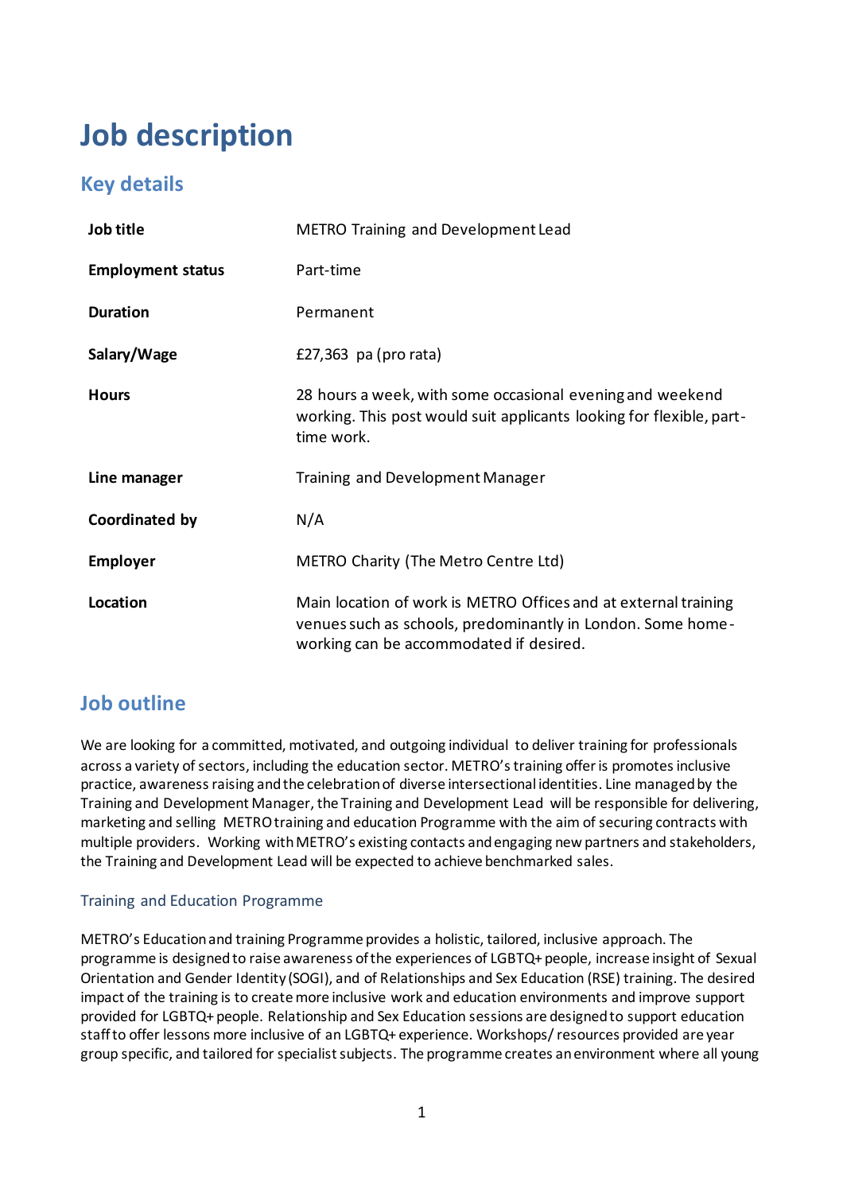# Job description

## Key details

| | |
|---|---|
| **Job title** | METRO Training and Development Lead |
| **Employment status** | Part-time |
| **Duration** | Permanent |
| **Salary/Wage** | £27,363 pa (pro rata) |
| **Hours** | 28 hours a week, with some occasional evening and weekend working. This post would suit applicants looking for flexible, part-time work. |
| **Line manager** | Training and Development Manager |
| **Coordinated by** | N/A |
| **Employer** | METRO Charity (The Metro Centre Ltd) |
| **Location** | Main location of work is METRO Offices and at external training venues such as schools, predominantly in London. Some home-working can be accommodated if desired. |

## Job outline

We are looking for a committed, motivated, and outgoing individual to deliver training for professionals across a variety of sectors, including the education sector. METRO's training offer is promotes inclusive practice, awareness raising and the celebration of diverse intersectional identities. Line managed by the Training and Development Manager, the Training and Development Lead will be responsible for delivering, marketing and selling METRO training and education Programme with the aim of securing contracts with multiple providers. Working with METRO's existing contacts and engaging new partners and stakeholders, the Training and Development Lead will be expected to achieve benchmarked sales.

### Training and Education Programme

METRO's Education and training Programme provides a holistic, tailored, inclusive approach. The programme is designed to raise awareness of the experiences of LGBTQ+ people, increase insight of Sexual Orientation and Gender Identity (SOGI), and of Relationships and Sex Education (RSE) training. The desired impact of the training is to create more inclusive work and education environments and improve support provided for LGBTQ+ people. Relationship and Sex Education sessions are designed to support education staff to offer lessons more inclusive of an LGBTQ+ experience. Workshops/ resources provided are year group specific, and tailored for specialist subjects. The programme creates an environment where all young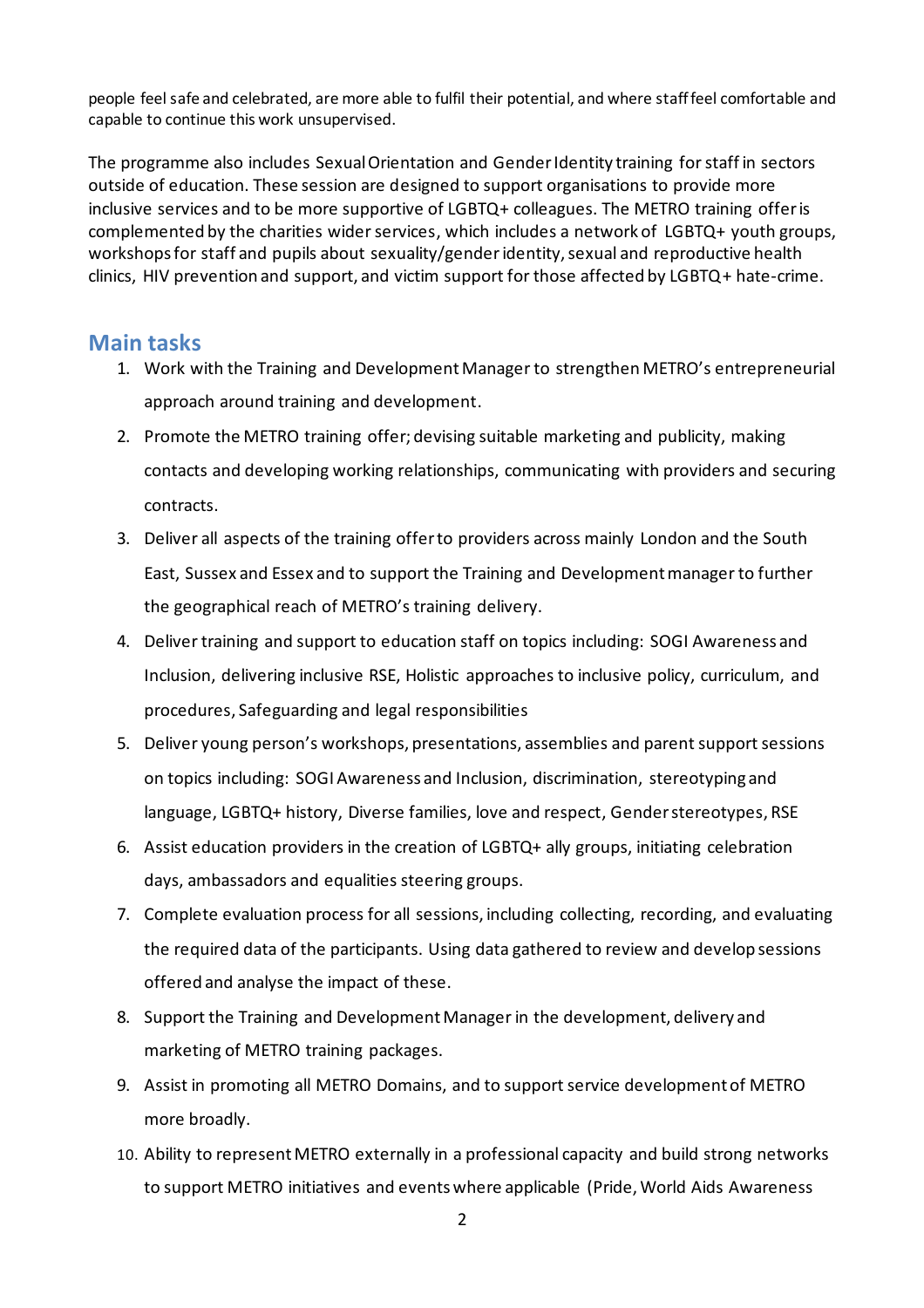people feel safe and celebrated, are more able to fulfil their potential, and where staff feel comfortable and capable to continue this work unsupervised.

The programme also includes Sexual Orientation and Gender Identity training for staff in sectors outside of education. These session are designed to support organisations to provide more inclusive services and to be more supportive of LGBTQ+ colleagues. The METRO training offer is complemented by the charities wider services, which includes a network of LGBTQ+ youth groups, workshops for staff and pupils about sexuality/gender identity, sexual and reproductive health clinics, HIV prevention and support, and victim support for those affected by LGBTQ+ hate-crime.

## Main tasks

1. Work with the Training and Development Manager to strengthen METRO's entrepreneurial approach around training and development.
2. Promote the METRO training offer; devising suitable marketing and publicity, making contacts and developing working relationships, communicating with providers and securing contracts.
3. Deliver all aspects of the training offer to providers across mainly London and the South East, Sussex and Essex and to support the Training and Development manager to further the geographical reach of METRO's training delivery.
4. Deliver training and support to education staff on topics including: SOGI Awareness and Inclusion, delivering inclusive RSE, Holistic approaches to inclusive policy, curriculum, and procedures, Safeguarding and legal responsibilities
5. Deliver young person's workshops, presentations, assemblies and parent support sessions on topics including: SOGI Awareness and Inclusion, discrimination, stereotyping and language, LGBTQ+ history, Diverse families, love and respect, Gender stereotypes, RSE
6. Assist education providers in the creation of LGBTQ+ ally groups, initiating celebration days, ambassadors and equalities steering groups.
7. Complete evaluation process for all sessions, including collecting, recording, and evaluating the required data of the participants. Using data gathered to review and develop sessions offered and analyse the impact of these.
8. Support the Training and Development Manager in the development, delivery and marketing of METRO training packages.
9. Assist in promoting all METRO Domains, and to support service development of METRO more broadly.
10. Ability to represent METRO externally in a professional capacity and build strong networks to support METRO initiatives and events where applicable (Pride, World Aids Awareness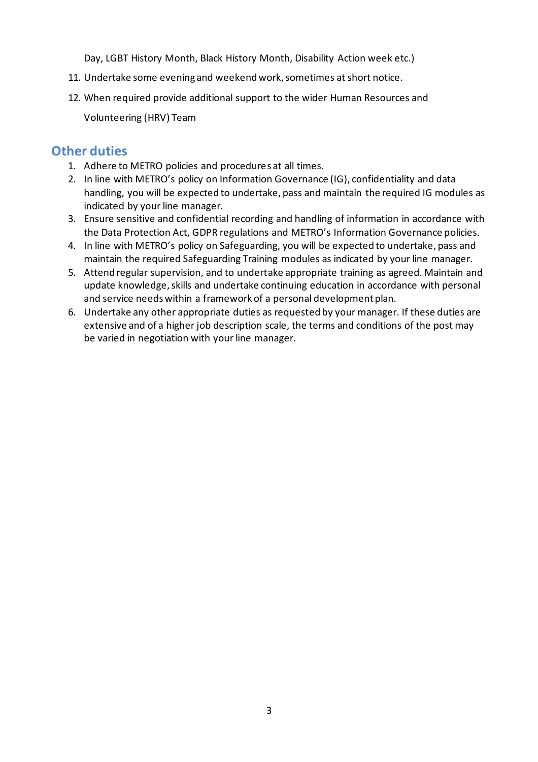Day, LGBT History Month, Black History Month, Disability Action week etc.)

11. Undertake some evening and weekend work, sometimes at short notice.
12. When required provide additional support to the wider Human Resources and Volunteering (HRV) Team

## Other duties

1. Adhere to METRO policies and procedures at all times.
2. In line with METRO's policy on Information Governance (IG), confidentiality and data handling, you will be expected to undertake, pass and maintain the required IG modules as indicated by your line manager.
3. Ensure sensitive and confidential recording and handling of information in accordance with the Data Protection Act, GDPR regulations and METRO's Information Governance policies.
4. In line with METRO's policy on Safeguarding, you will be expected to undertake, pass and maintain the required Safeguarding Training modules as indicated by your line manager.
5. Attend regular supervision, and to undertake appropriate training as agreed. Maintain and update knowledge, skills and undertake continuing education in accordance with personal and service needs within a framework of a personal development plan.
6. Undertake any other appropriate duties as requested by your manager. If these duties are extensive and of a higher job description scale, the terms and conditions of the post may be varied in negotiation with your line manager.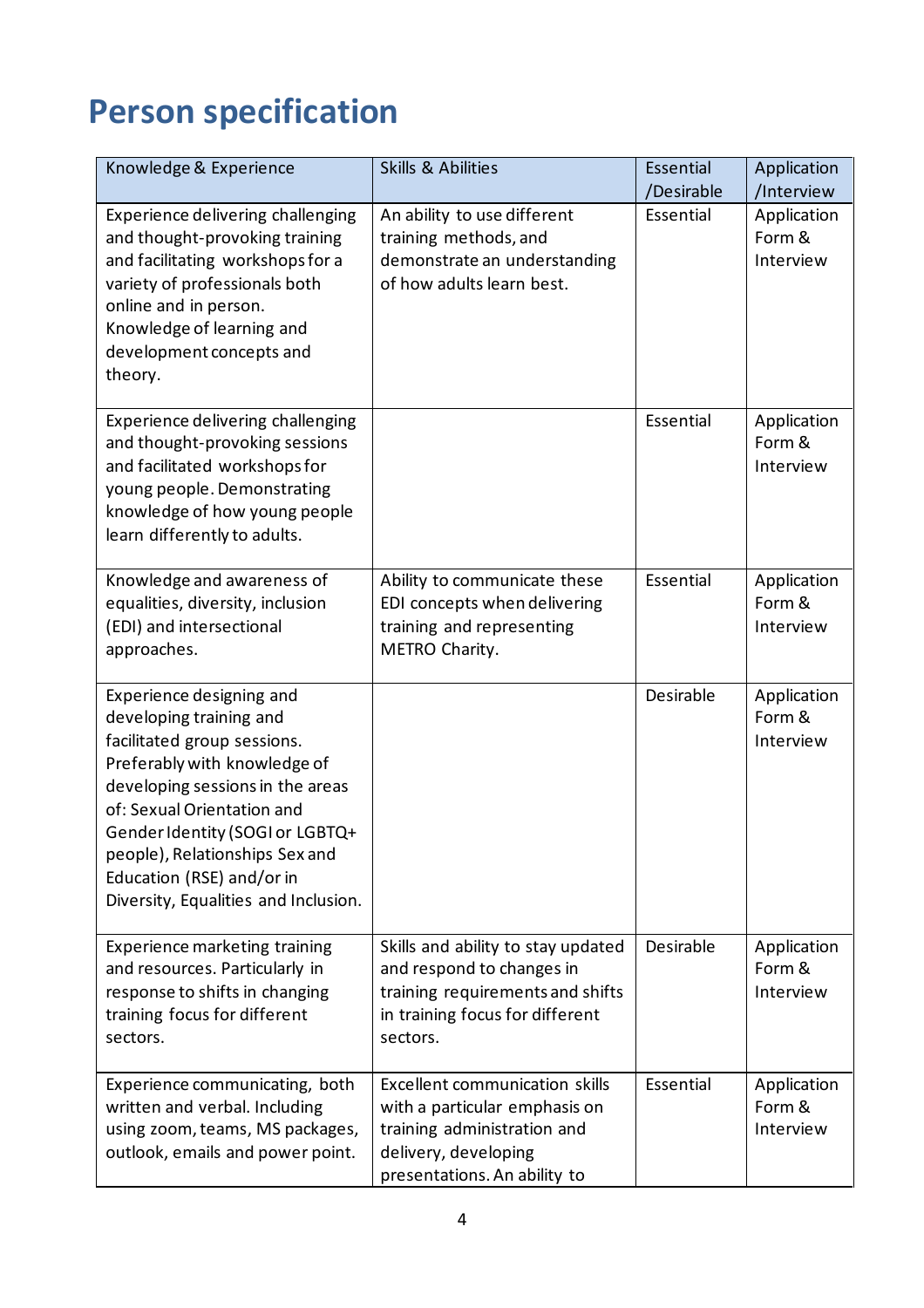# Person specification

| Knowledge & Experience | Skills & Abilities | Essential /Desirable | Application /Interview |
|---|---|---|---|
| Experience delivering challenging and thought-provoking training and facilitating workshops for a variety of professionals both online and in person. Knowledge of learning and development concepts and theory. | An ability to use different training methods, and demonstrate an understanding of how adults learn best. | Essential | Application Form & Interview |
| Experience delivering challenging and thought-provoking sessions and facilitated workshops for young people. Demonstrating knowledge of how young people learn differently to adults. | | Essential | Application Form & Interview |
| Knowledge and awareness of equalities, diversity, inclusion (EDI) and intersectional approaches. | Ability to communicate these EDI concepts when delivering training and representing METRO Charity. | Essential | Application Form & Interview |
| Experience designing and developing training and facilitated group sessions. Preferably with knowledge of developing sessions in the areas of: Sexual Orientation and Gender Identity (SOGI or LGBTQ+ people), Relationships Sex and Education (RSE) and/or in Diversity, Equalities and Inclusion. | | Desirable | Application Form & Interview |
| Experience marketing training and resources. Particularly in response to shifts in changing training focus for different sectors. | Skills and ability to stay updated and respond to changes in training requirements and shifts in training focus for different sectors. | Desirable | Application Form & Interview |
| Experience communicating, both written and verbal. Including using zoom, teams, MS packages, outlook, emails and power point. | Excellent communication skills with a particular emphasis on training administration and delivery, developing presentations. An ability to | Essential | Application Form & Interview |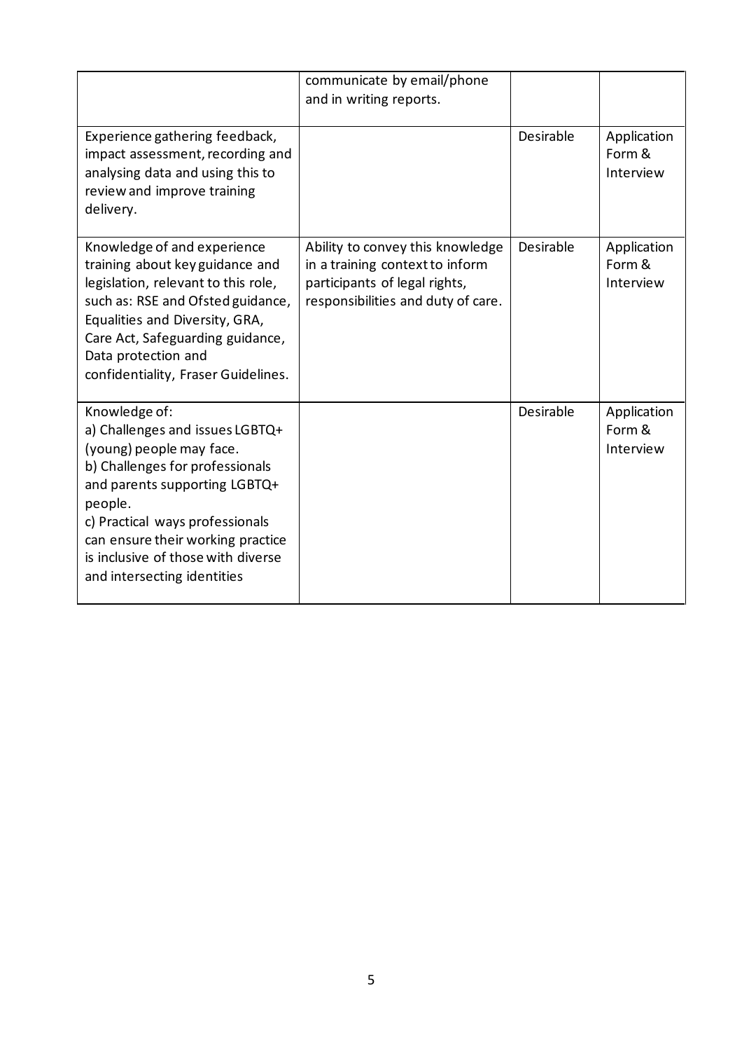| | | | |
|---|---|---|---|
| | communicate by email/phone and in writing reports. | | |
| Experience gathering feedback, impact assessment, recording and analysing data and using this to review and improve training delivery. | | Desirable | Application Form & Interview |
| Knowledge of and experience training about key guidance and legislation, relevant to this role, such as: RSE and Ofsted guidance, Equalities and Diversity, GRA, Care Act, Safeguarding guidance, Data protection and confidentiality, Fraser Guidelines. | Ability to convey this knowledge in a training context to inform participants of legal rights, responsibilities and duty of care. | Desirable | Application Form & Interview |
| Knowledge of:<br>a) Challenges and issues LGBTQ+ (young) people may face.<br>b) Challenges for professionals and parents supporting LGBTQ+ people.<br>c) Practical ways professionals can ensure their working practice is inclusive of those with diverse and intersecting identities | | Desirable | Application Form & Interview |